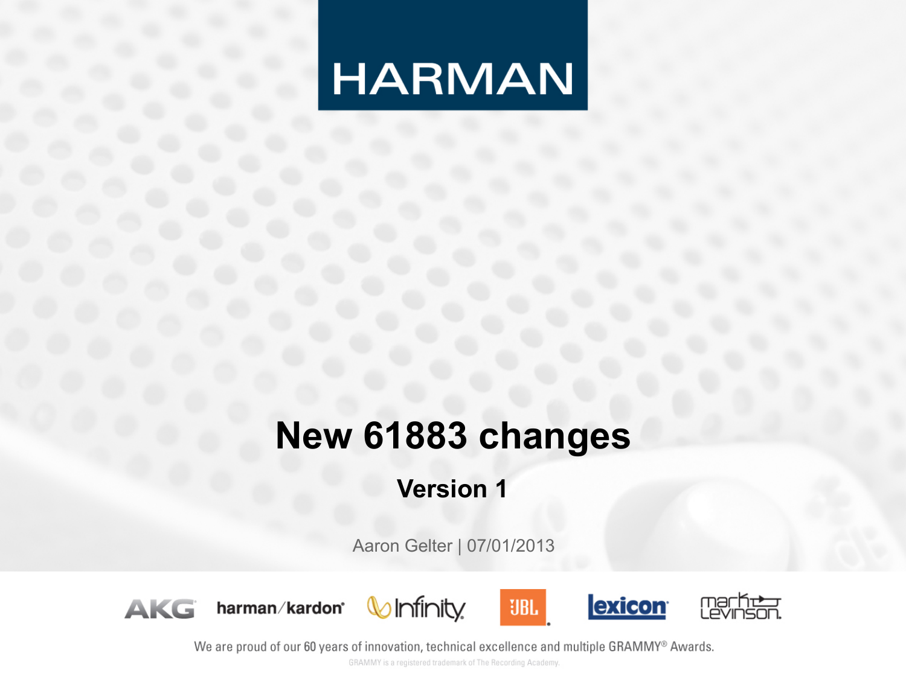HARMAN

# New 61883 changes

## Version 1

Aaron Gelter | 07/01/2013

AKG harman/kardon Infinity JBL lexicon mark levinson

We are proud of our 60 years of innovation, technical excellence and multiple GRAMMY® Awards.

GRAMMY is a registered trademark of The Recording Academy.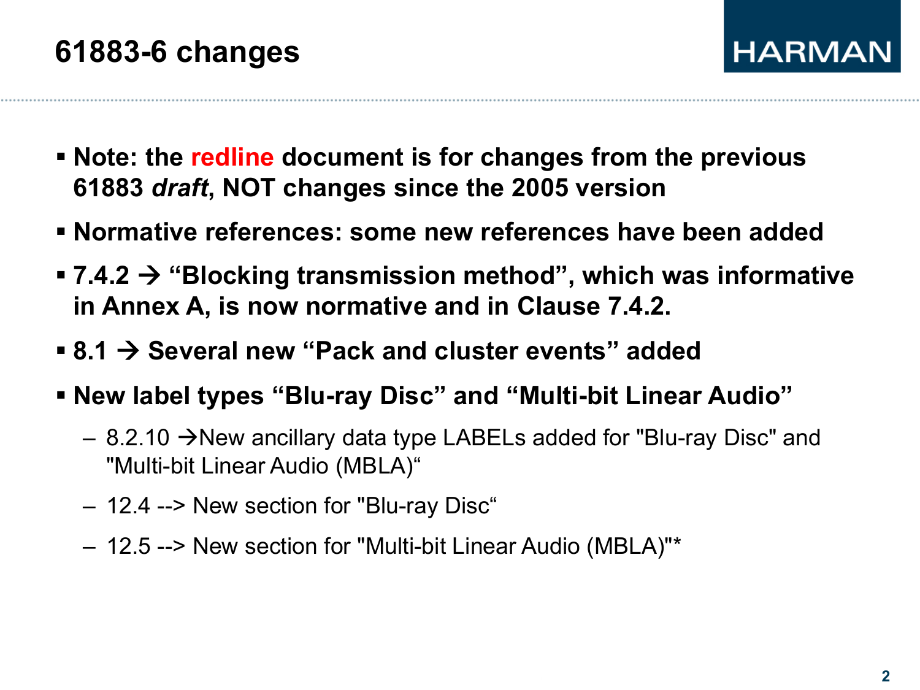# 61883-6 changes

- **Note: the redline document is for changes from the previous 61883 *draft*, NOT changes since the 2005 version**
- **Normative references: some new references have been added**
- **7.4.2 → "Blocking transmission method", which was informative in Annex A, is now normative and in Clause 7.4.2.**
- **8.1 → Several new "Pack and cluster events" added**
- **New label types "Blu-ray Disc" and "Multi-bit Linear Audio"**
  - 8.2.10 →New ancillary data type LABELs added for "Blu-ray Disc" and "Multi-bit Linear Audio (MBLA)"
  - 12.4 --> New section for "Blu-ray Disc"
  - 12.5 --> New section for "Multi-bit Linear Audio (MBLA)"*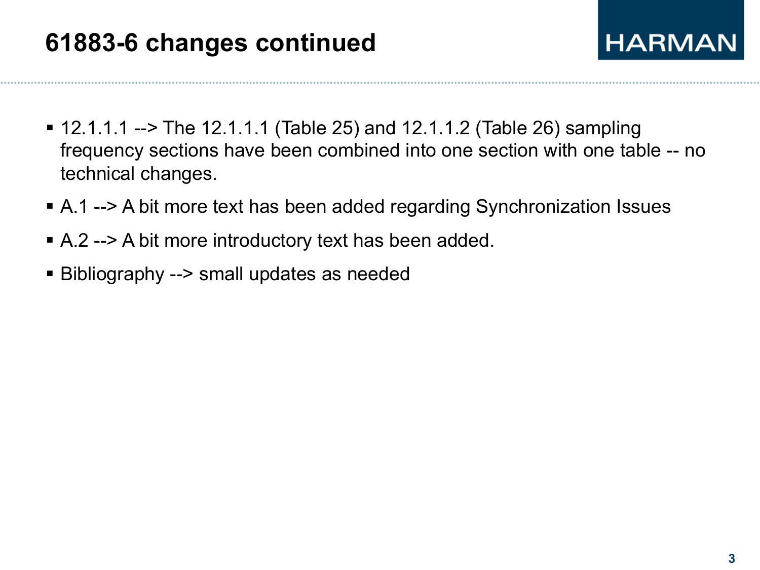# 61883-6 changes continued

- 12.1.1.1 --> The 12.1.1.1 (Table 25) and 12.1.1.2 (Table 26) sampling frequency sections have been combined into one section with one table -- no technical changes.
- A.1 --> A bit more text has been added regarding Synchronization Issues
- A.2 --> A bit more introductory text has been added.
- Bibliography --> small updates as needed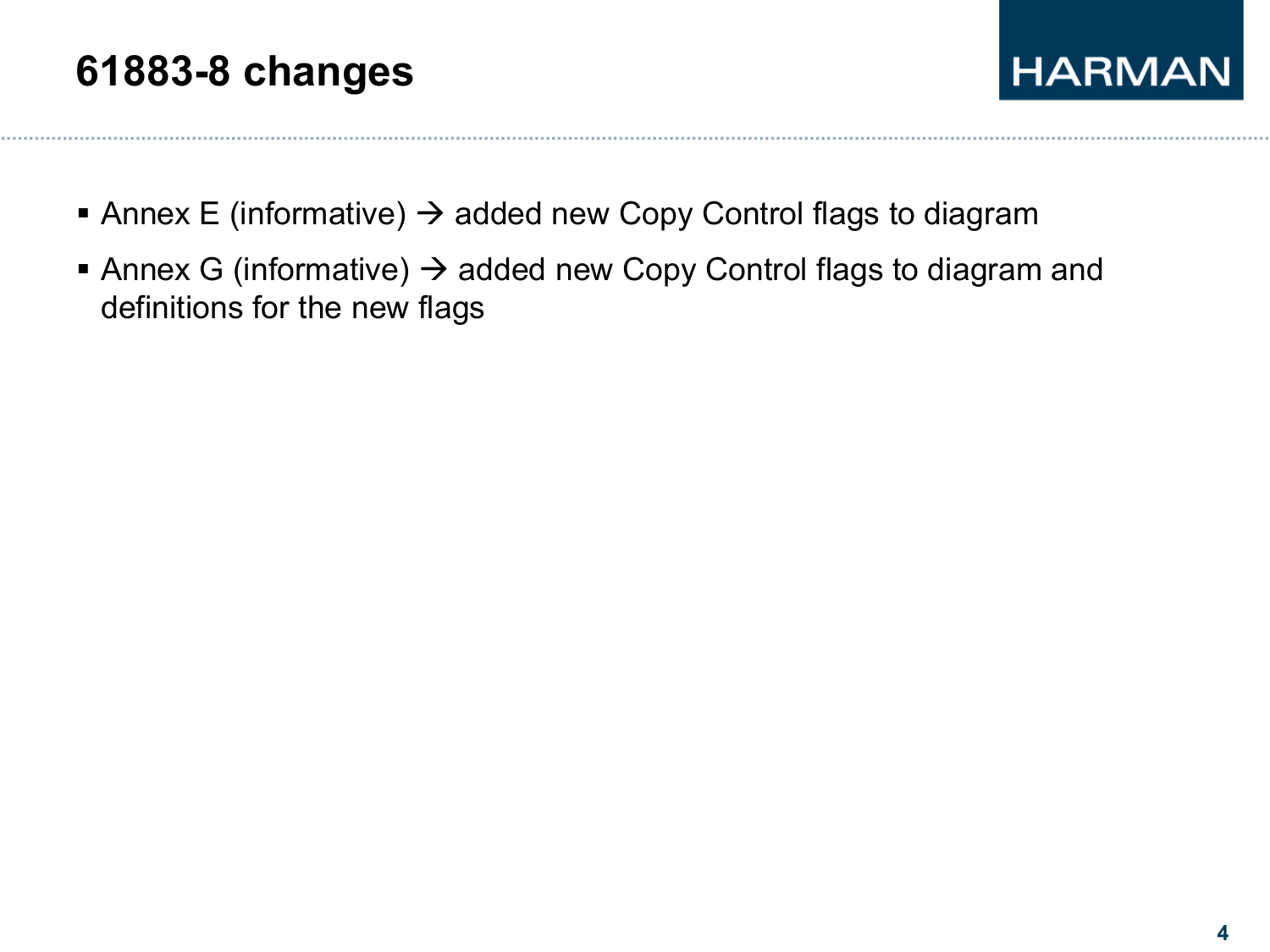# 61883-8 changes

- Annex E (informative) → added new Copy Control flags to diagram
- Annex G (informative) → added new Copy Control flags to diagram and definitions for the new flags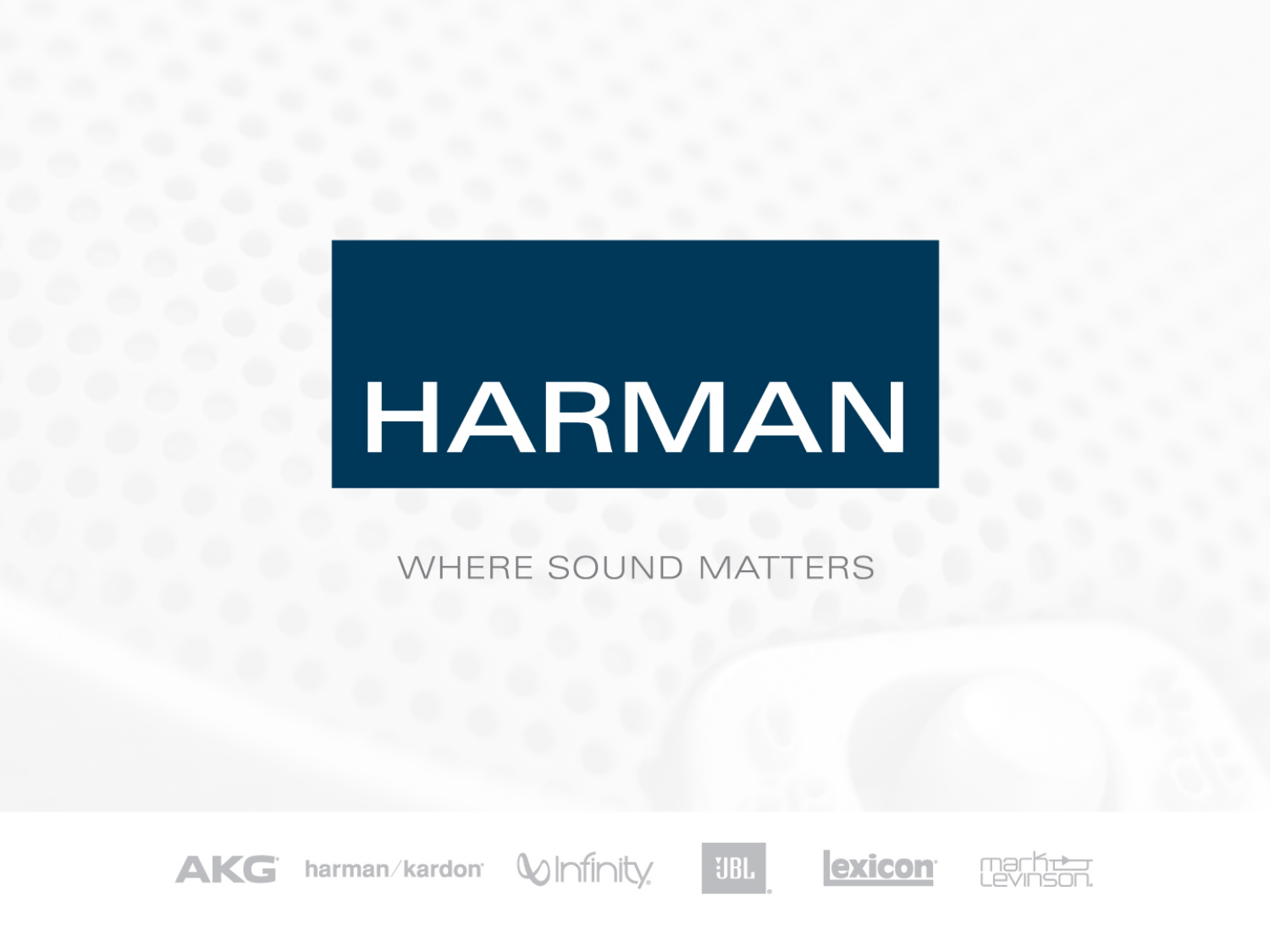# HARMAN

WHERE SOUND MATTERS

AKG harman/kardon Infinity JBL lexicon mark levinson